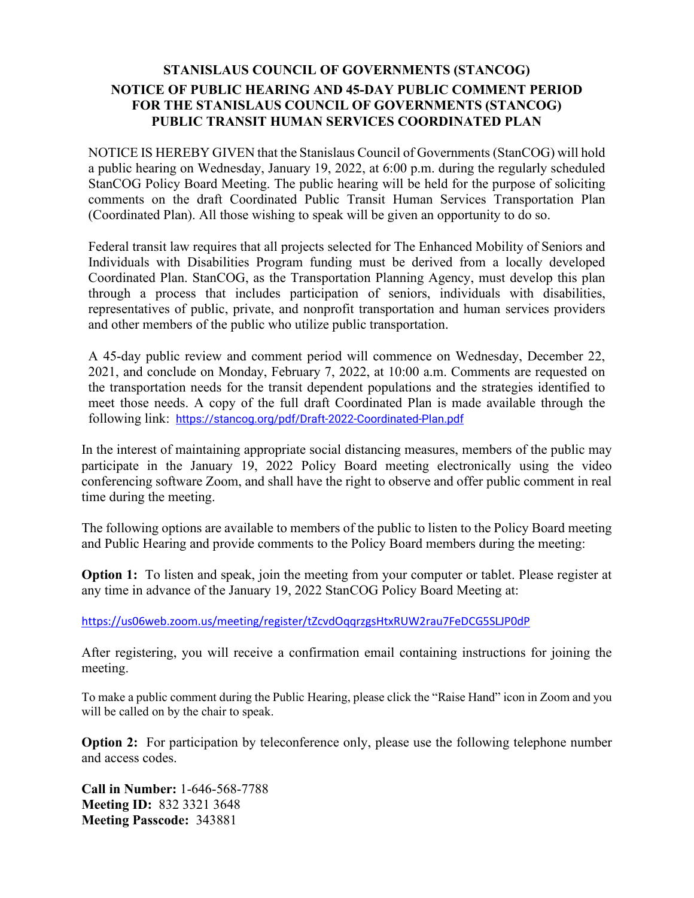# STANISLAUS COUNCIL OF GOVERNMENTS (STANCOG)

## NOTICE OF PUBLIC HEARING AND 45-DAY PUBLIC COMMENT PERIOD FOR THE STANISLAUS COUNCIL OF GOVERNMENTS (STANCOG) PUBLIC TRANSIT HUMAN SERVICES COORDINATED PLAN

NOTICE IS HEREBY GIVEN that the Stanislaus Council of Governments (StanCOG) will hold a public hearing on Wednesday, January 19, 2022, at 6:00 p.m. during the regularly scheduled StanCOG Policy Board Meeting. The public hearing will be held for the purpose of soliciting comments on the draft Coordinated Public Transit Human Services Transportation Plan (Coordinated Plan). All those wishing to speak will be given an opportunity to do so.

Federal transit law requires that all projects selected for The Enhanced Mobility of Seniors and Individuals with Disabilities Program funding must be derived from a locally developed Coordinated Plan. StanCOG, as the Transportation Planning Agency, must develop this plan through a process that includes participation of seniors, individuals with disabilities, representatives of public, private, and nonprofit transportation and human services providers and other members of the public who utilize public transportation.

A 45-day public review and comment period will commence on Wednesday, December 22, 2021, and conclude on Monday, February 7, 2022, at 10:00 a.m. Comments are requested on the transportation needs for the transit dependent populations and the strategies identified to meet those needs. A copy of the full draft Coordinated Plan is made available through the following link: https://stancog.org/pdf/Draft-2022-Coordinated-Plan.pdf

In the interest of maintaining appropriate social distancing measures, members of the public may participate in the January 19, 2022 Policy Board meeting electronically using the video conferencing software Zoom, and shall have the right to observe and offer public comment in real time during the meeting.

The following options are available to members of the public to listen to the Policy Board meeting and Public Hearing and provide comments to the Policy Board members during the meeting:

**Option 1:** To listen and speak, join the meeting from your computer or tablet. Please register at any time in advance of the January 19, 2022 StanCOG Policy Board Meeting at:

https://us06web.zoom.us/meeting/register/tZcvdOqqrzgsHtxRUW2rau7FeDCG5SLJP0dP

After registering, you will receive a confirmation email containing instructions for joining the meeting.

To make a public comment during the Public Hearing, please click the "Raise Hand" icon in Zoom and you will be called on by the chair to speak.

**Option 2:** For participation by teleconference only, please use the following telephone number and access codes.

**Call in Number:** 1-646-568-7788
**Meeting ID:** 832 3321 3648
**Meeting Passcode:** 343881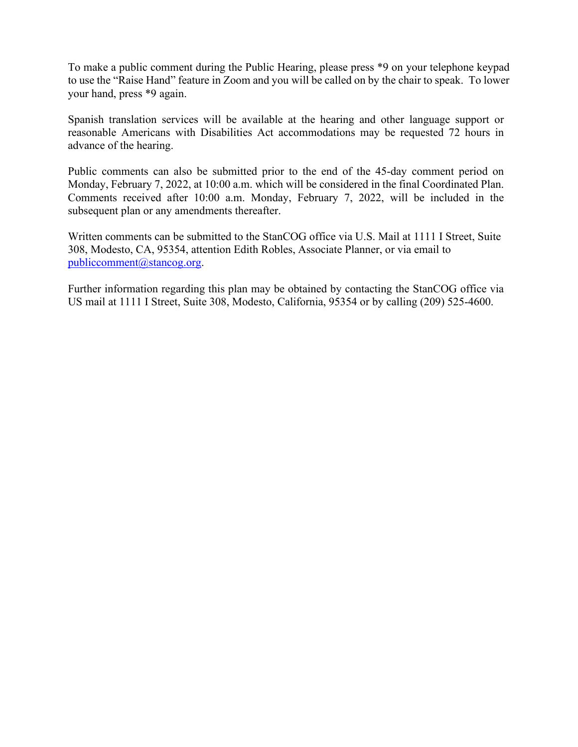To make a public comment during the Public Hearing, please press *9 on your telephone keypad to use the "Raise Hand" feature in Zoom and you will be called on by the chair to speak. To lower your hand, press *9 again.

Spanish translation services will be available at the hearing and other language support or reasonable Americans with Disabilities Act accommodations may be requested 72 hours in advance of the hearing.

Public comments can also be submitted prior to the end of the 45-day comment period on Monday, February 7, 2022, at 10:00 a.m. which will be considered in the final Coordinated Plan. Comments received after 10:00 a.m. Monday, February 7, 2022, will be included in the subsequent plan or any amendments thereafter.

Written comments can be submitted to the StanCOG office via U.S. Mail at 1111 I Street, Suite 308, Modesto, CA, 95354, attention Edith Robles, Associate Planner, or via email to publiccomment@stancog.org.

Further information regarding this plan may be obtained by contacting the StanCOG office via US mail at 1111 I Street, Suite 308, Modesto, California, 95354 or by calling (209) 525-4600.